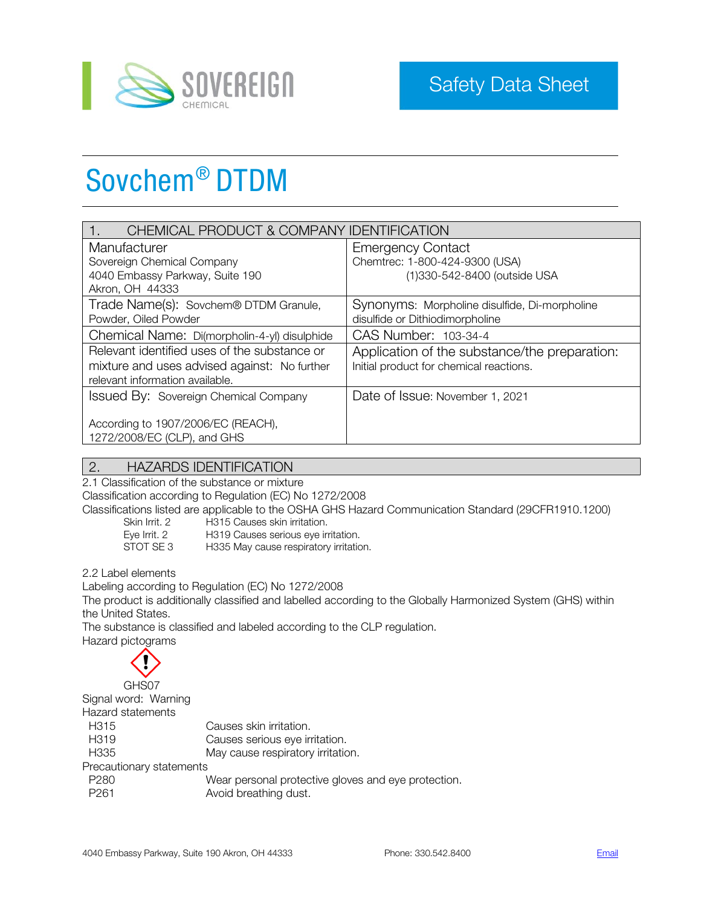Safety Data Sheet

# Sovchem® DTDM

| 1. CHEMICAL PRODUCT & COMPANY IDENTIFICATION | |
|---|---|
| Manufacturer<br>Sovereign Chemical Company<br>4040 Embassy Parkway, Suite 190<br>Akron, OH 44333 | Emergency Contact<br>Chemtrec: 1-800-424-9300 (USA)<br>(1)330-542-8400 (outside USA |
| Trade Name(s): Sovchem® DTDM Granule, Powder, Oiled Powder | Synonyms: Morpholine disulfide, Di-morpholine disulfide or Dithiodimorpholine |
| Chemical Name: Di(morpholin-4-yl) disulphide | CAS Number: 103-34-4 |
| Relevant identified uses of the substance or mixture and uses advised against: No further relevant information available. | Application of the substance/the preparation: Initial product for chemical reactions. |
| Issued By: Sovereign Chemical Company<br><br>According to 1907/2006/EC (REACH), 1272/2008/EC (CLP), and GHS | Date of Issue: November 1, 2021 |

## 2. HAZARDS IDENTIFICATION

2.1 Classification of the substance or mixture
Classification according to Regulation (EC) No 1272/2008
Classifications listed are applicable to the OSHA GHS Hazard Communication Standard (29CFR1910.1200)

| | |
|---|---|
| Skin Irrit. 2 | H315 Causes skin irritation. |
| Eye Irrit. 2 | H319 Causes serious eye irritation. |
| STOT SE 3 | H335 May cause respiratory irritation. |

2.2 Label elements
Labeling according to Regulation (EC) No 1272/2008
The product is additionally classified and labelled according to the Globally Harmonized System (GHS) within the United States.
The substance is classified and labeled according to the CLP regulation.
Hazard pictograms

GHS07

Signal word: Warning

Hazard statements

| | |
|---|---|
| H315 | Causes skin irritation. |
| H319 | Causes serious eye irritation. |
| H335 | May cause respiratory irritation. |

Precautionary statements

| | |
|---|---|
| P280 | Wear personal protective gloves and eye protection. |
| P261 | Avoid breathing dust. |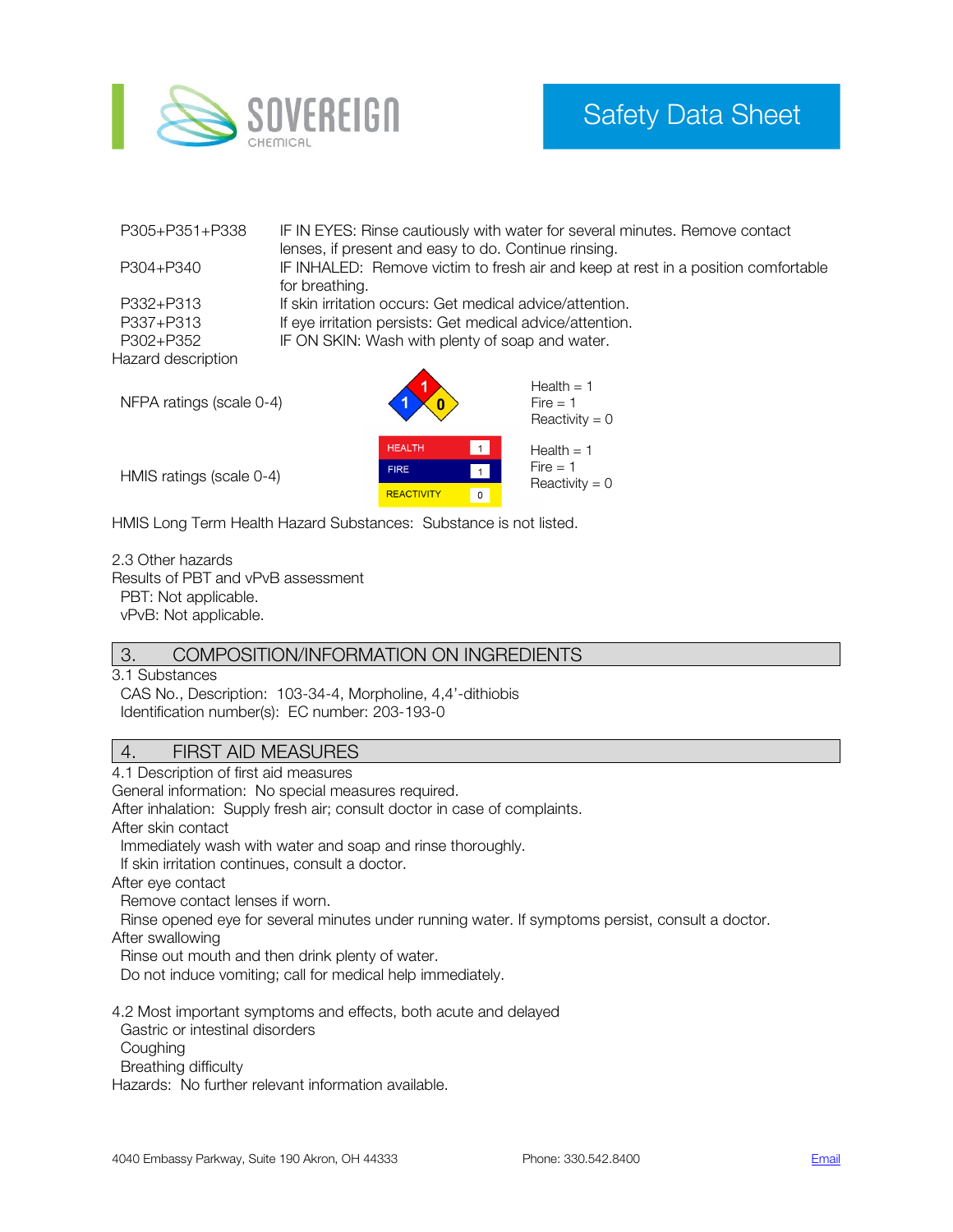| | |
|---|---|
| P305+P351+P338 | IF IN EYES: Rinse cautiously with water for several minutes. Remove contact lenses, if present and easy to do. Continue rinsing. |
| P304+P340 | IF INHALED: Remove victim to fresh air and keep at rest in a position comfortable for breathing. |
| P332+P313 | If skin irritation occurs: Get medical advice/attention. |
| P337+P313 | If eye irritation persists: Get medical advice/attention. |
| P302+P352 | IF ON SKIN: Wash with plenty of soap and water. |

Hazard description

NFPA ratings (scale 0-4)

Health = 1
Fire = 1
Reactivity = 0

HMIS ratings (scale 0-4)

| HEALTH | 1 |
|---|---|
| FIRE | 1 |
| REACTIVITY | 0 |

Health = 1
Fire = 1
Reactivity = 0

HMIS Long Term Health Hazard Substances: Substance is not listed.

2.3 Other hazards
Results of PBT and vPvB assessment
PBT: Not applicable.
vPvB: Not applicable.

## 3. COMPOSITION/INFORMATION ON INGREDIENTS

3.1 Substances
CAS No., Description: 103-34-4, Morpholine, 4,4'-dithiobis
Identification number(s): EC number: 203-193-0

## 4. FIRST AID MEASURES

4.1 Description of first aid measures
General information: No special measures required.
After inhalation: Supply fresh air; consult doctor in case of complaints.
After skin contact
Immediately wash with water and soap and rinse thoroughly.
If skin irritation continues, consult a doctor.
After eye contact
Remove contact lenses if worn.
Rinse opened eye for several minutes under running water. If symptoms persist, consult a doctor.
After swallowing
Rinse out mouth and then drink plenty of water.
Do not induce vomiting; call for medical help immediately.

4.2 Most important symptoms and effects, both acute and delayed
Gastric or intestinal disorders
Coughing
Breathing difficulty
Hazards: No further relevant information available.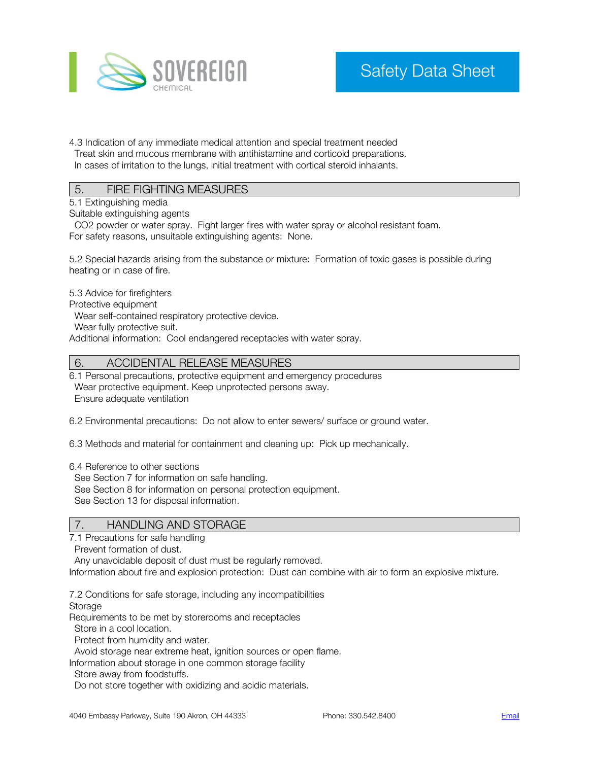4.3 Indication of any immediate medical attention and special treatment needed

Treat skin and mucous membrane with antihistamine and corticoid preparations.
In cases of irritation to the lungs, initial treatment with cortical steroid inhalants.

## 5. FIRE FIGHTING MEASURES

5.1 Extinguishing media

Suitable extinguishing agents

CO2 powder or water spray. Fight larger fires with water spray or alcohol resistant foam.

For safety reasons, unsuitable extinguishing agents: None.

5.2 Special hazards arising from the substance or mixture: Formation of toxic gases is possible during heating or in case of fire.

5.3 Advice for firefighters

Protective equipment

Wear self-contained respiratory protective device.
Wear fully protective suit.

Additional information: Cool endangered receptacles with water spray.

## 6. ACCIDENTAL RELEASE MEASURES

6.1 Personal precautions, protective equipment and emergency procedures

Wear protective equipment. Keep unprotected persons away.
Ensure adequate ventilation

6.2 Environmental precautions: Do not allow to enter sewers/ surface or ground water.

6.3 Methods and material for containment and cleaning up: Pick up mechanically.

6.4 Reference to other sections

See Section 7 for information on safe handling.
See Section 8 for information on personal protection equipment.
See Section 13 for disposal information.

## 7. HANDLING AND STORAGE

7.1 Precautions for safe handling

Prevent formation of dust.
Any unavoidable deposit of dust must be regularly removed.

Information about fire and explosion protection: Dust can combine with air to form an explosive mixture.

7.2 Conditions for safe storage, including any incompatibilities

Storage

Requirements to be met by storerooms and receptacles

Store in a cool location.
Protect from humidity and water.
Avoid storage near extreme heat, ignition sources or open flame.

Information about storage in one common storage facility

Store away from foodstuffs.
Do not store together with oxidizing and acidic materials.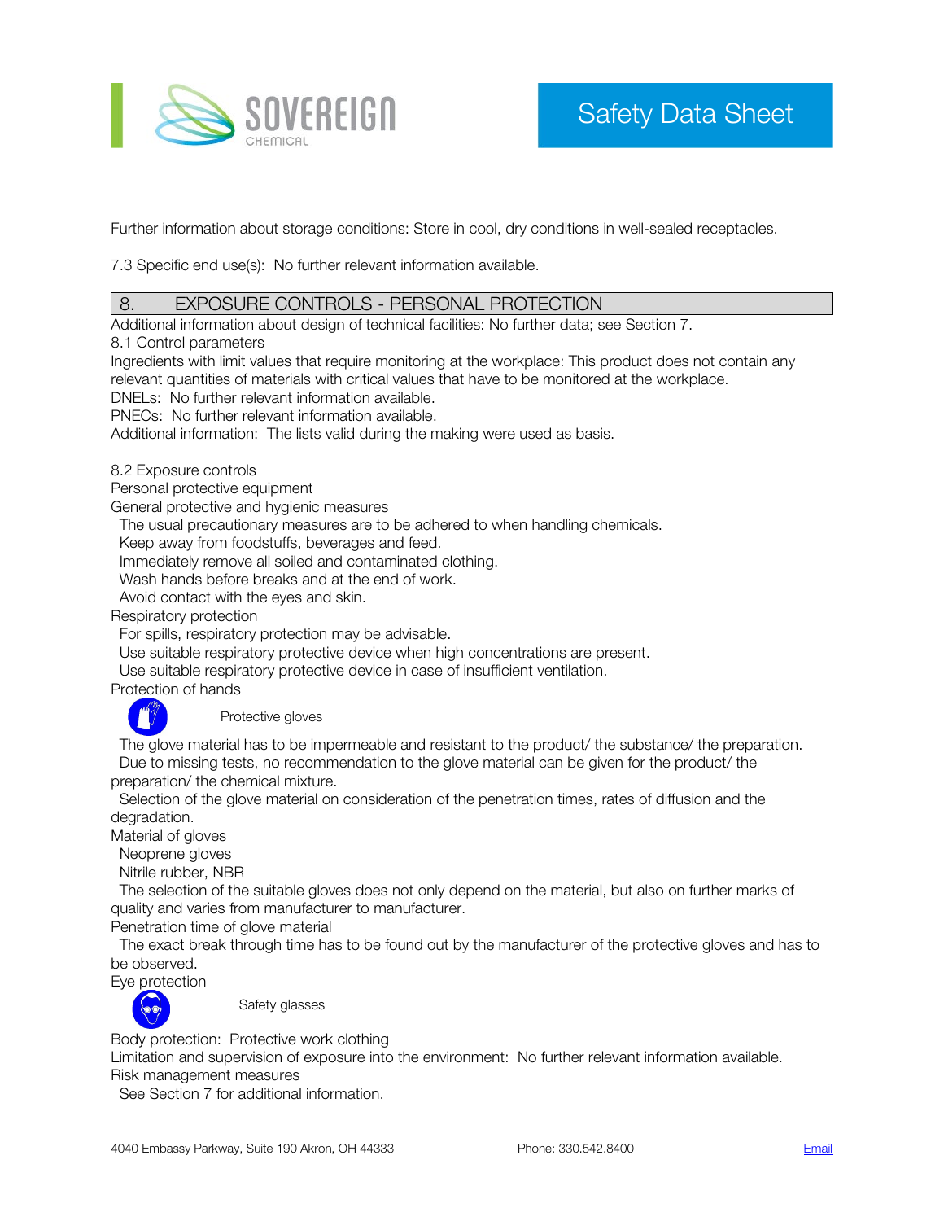Further information about storage conditions: Store in cool, dry conditions in well-sealed receptacles.

7.3 Specific end use(s): No further relevant information available.

## 8. EXPOSURE CONTROLS - PERSONAL PROTECTION

Additional information about design of technical facilities: No further data; see Section 7.

8.1 Control parameters

Ingredients with limit values that require monitoring at the workplace: This product does not contain any relevant quantities of materials with critical values that have to be monitored at the workplace.

DNELs: No further relevant information available.

PNECs: No further relevant information available.

Additional information: The lists valid during the making were used as basis.

8.2 Exposure controls

Personal protective equipment

General protective and hygienic measures

- The usual precautionary measures are to be adhered to when handling chemicals.
- Keep away from foodstuffs, beverages and feed.
- Immediately remove all soiled and contaminated clothing.
- Wash hands before breaks and at the end of work.
- Avoid contact with the eyes and skin.

Respiratory protection

- For spills, respiratory protection may be advisable.
- Use suitable respiratory protective device when high concentrations are present.
- Use suitable respiratory protective device in case of insufficient ventilation.

Protection of hands

Protective gloves

The glove material has to be impermeable and resistant to the product/ the substance/ the preparation.

Due to missing tests, no recommendation to the glove material can be given for the product/ the preparation/ the chemical mixture.

Selection of the glove material on consideration of the penetration times, rates of diffusion and the degradation.

Material of gloves

- Neoprene gloves
- Nitrile rubber, NBR

The selection of the suitable gloves does not only depend on the material, but also on further marks of quality and varies from manufacturer to manufacturer.

Penetration time of glove material

The exact break through time has to be found out by the manufacturer of the protective gloves and has to be observed.

Eye protection

Safety glasses

Body protection: Protective work clothing

Limitation and supervision of exposure into the environment: No further relevant information available.

Risk management measures

See Section 7 for additional information.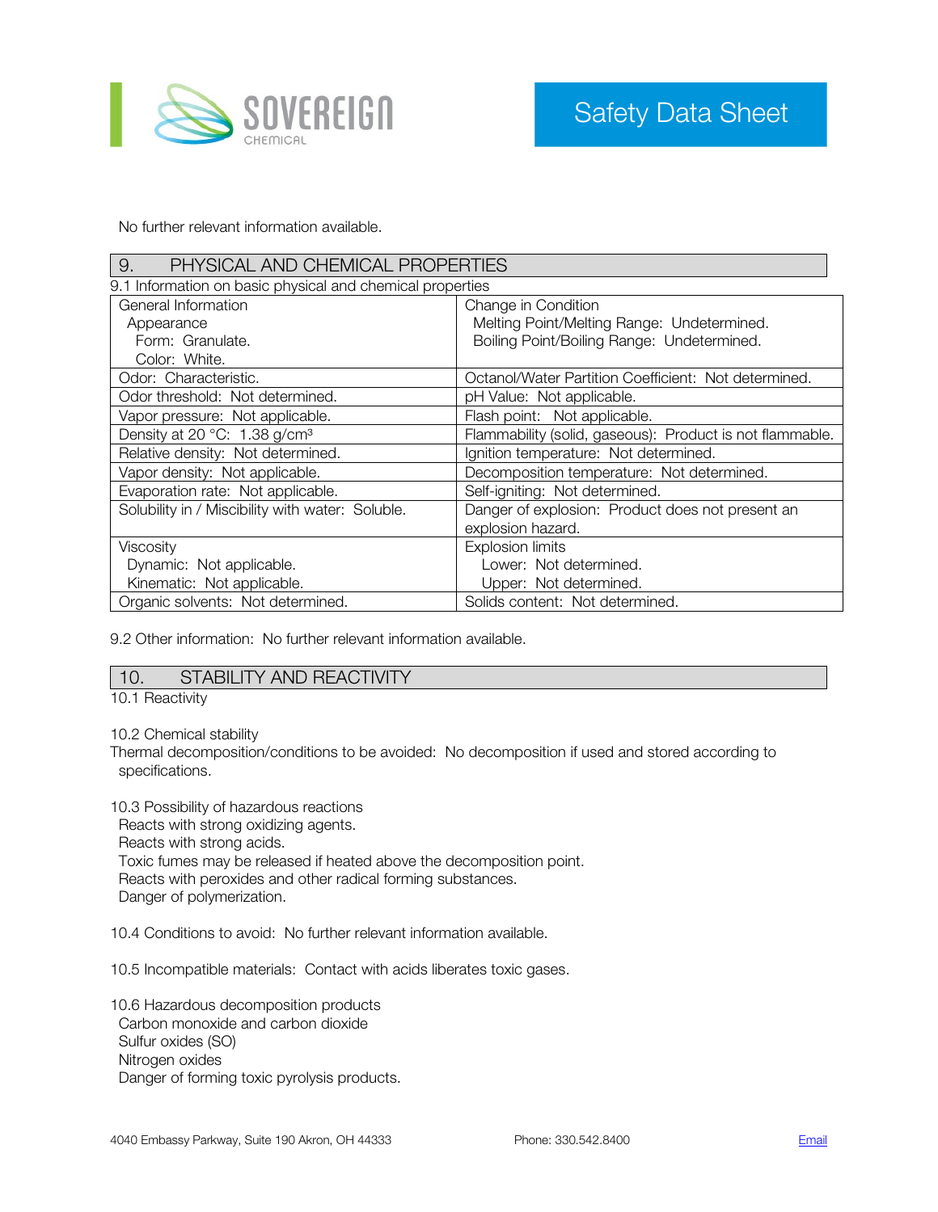No further relevant information available.

## 9. PHYSICAL AND CHEMICAL PROPERTIES

9.1 Information on basic physical and chemical properties

| | |
|---|---|
| General Information<br>Appearance<br>Form: Granulate.<br>Color: White. | Change in Condition<br>Melting Point/Melting Range: Undetermined.<br>Boiling Point/Boiling Range: Undetermined. |
| Odor: Characteristic. | Octanol/Water Partition Coefficient: Not determined. |
| Odor threshold: Not determined. | pH Value: Not applicable. |
| Vapor pressure: Not applicable. | Flash point: Not applicable. |
| Density at 20 °C: 1.38 g/cm³ | Flammability (solid, gaseous): Product is not flammable. |
| Relative density: Not determined. | Ignition temperature: Not determined. |
| Vapor density: Not applicable. | Decomposition temperature: Not determined. |
| Evaporation rate: Not applicable. | Self-igniting: Not determined. |
| Solubility in / Miscibility with water: Soluble. | Danger of explosion: Product does not present an explosion hazard. |
| Viscosity<br>Dynamic: Not applicable.<br>Kinematic: Not applicable. | Explosion limits<br>Lower: Not determined.<br>Upper: Not determined. |
| Organic solvents: Not determined. | Solids content: Not determined. |

9.2 Other information: No further relevant information available.

## 10. STABILITY AND REACTIVITY

10.1 Reactivity

10.2 Chemical stability

Thermal decomposition/conditions to be avoided: No decomposition if used and stored according to specifications.

10.3 Possibility of hazardous reactions

Reacts with strong oxidizing agents.
Reacts with strong acids.
Toxic fumes may be released if heated above the decomposition point.
Reacts with peroxides and other radical forming substances.
Danger of polymerization.

10.4 Conditions to avoid: No further relevant information available.

10.5 Incompatible materials: Contact with acids liberates toxic gases.

10.6 Hazardous decomposition products

Carbon monoxide and carbon dioxide
Sulfur oxides (SO)
Nitrogen oxides
Danger of forming toxic pyrolysis products.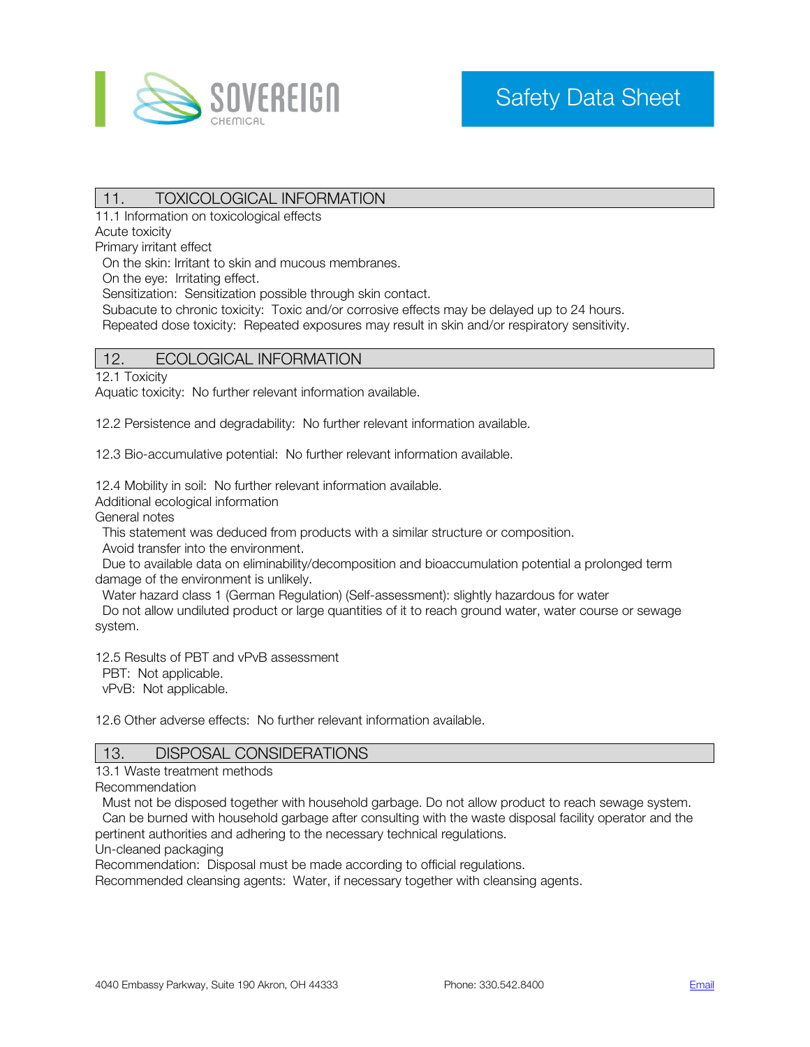## 11. TOXICOLOGICAL INFORMATION

11.1 Information on toxicological effects

Acute toxicity

Primary irritant effect

On the skin: Irritant to skin and mucous membranes.

On the eye: Irritating effect.

Sensitization: Sensitization possible through skin contact.

Subacute to chronic toxicity: Toxic and/or corrosive effects may be delayed up to 24 hours.

Repeated dose toxicity: Repeated exposures may result in skin and/or respiratory sensitivity.

## 12. ECOLOGICAL INFORMATION

12.1 Toxicity

Aquatic toxicity: No further relevant information available.

12.2 Persistence and degradability: No further relevant information available.

12.3 Bio-accumulative potential: No further relevant information available.

12.4 Mobility in soil: No further relevant information available.

Additional ecological information

General notes

This statement was deduced from products with a similar structure or composition.

Avoid transfer into the environment.

Due to available data on eliminability/decomposition and bioaccumulation potential a prolonged term damage of the environment is unlikely.

Water hazard class 1 (German Regulation) (Self-assessment): slightly hazardous for water

Do not allow undiluted product or large quantities of it to reach ground water, water course or sewage system.

12.5 Results of PBT and vPvB assessment

PBT: Not applicable.

vPvB: Not applicable.

12.6 Other adverse effects: No further relevant information available.

## 13. DISPOSAL CONSIDERATIONS

13.1 Waste treatment methods

Recommendation

Must not be disposed together with household garbage. Do not allow product to reach sewage system.

Can be burned with household garbage after consulting with the waste disposal facility operator and the pertinent authorities and adhering to the necessary technical regulations.

Un-cleaned packaging

Recommendation: Disposal must be made according to official regulations.

Recommended cleansing agents: Water, if necessary together with cleansing agents.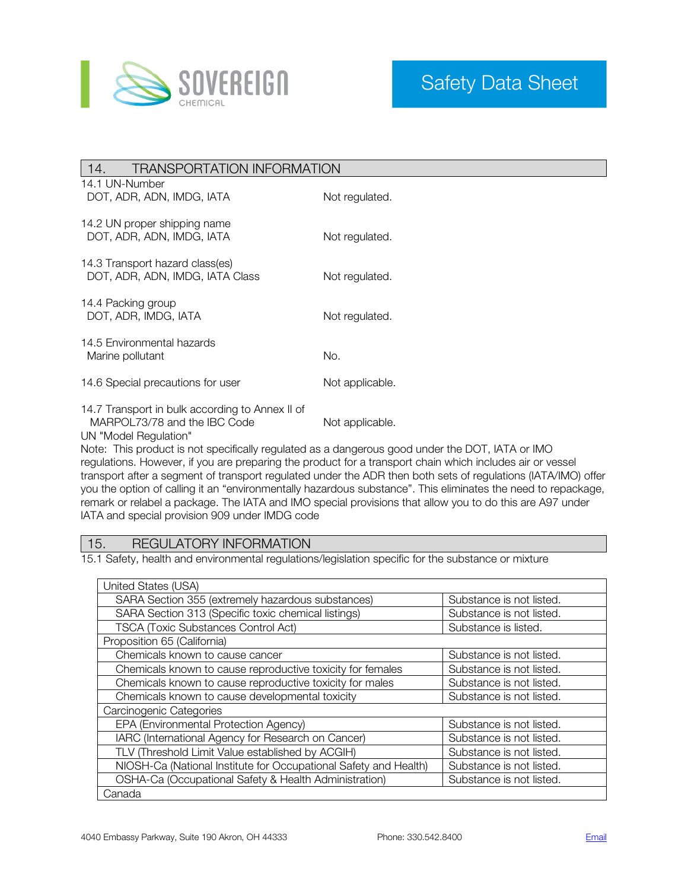## 14. TRANSPORTATION INFORMATION

| | |
|---|---|
| 14.1 UN-Number<br>DOT, ADR, ADN, IMDG, IATA | Not regulated. |
| 14.2 UN proper shipping name<br>DOT, ADR, ADN, IMDG, IATA | Not regulated. |
| 14.3 Transport hazard class(es)<br>DOT, ADR, ADN, IMDG, IATA Class | Not regulated. |
| 14.4 Packing group<br>DOT, ADR, IMDG, IATA | Not regulated. |
| 14.5 Environmental hazards<br>Marine pollutant | No. |
| 14.6 Special precautions for user | Not applicable. |
| 14.7 Transport in bulk according to Annex II of MARPOL73/78 and the IBC Code | Not applicable. |

UN "Model Regulation"

Note: This product is not specifically regulated as a dangerous good under the DOT, IATA or IMO regulations. However, if you are preparing the product for a transport chain which includes air or vessel transport after a segment of transport regulated under the ADR then both sets of regulations (IATA/IMO) offer you the option of calling it an "environmentally hazardous substance". This eliminates the need to repackage, remark or relabel a package. The IATA and IMO special provisions that allow you to do this are A97 under IATA and special provision 909 under IMDG code

## 15. REGULATORY INFORMATION

15.1 Safety, health and environmental regulations/legislation specific for the substance or mixture

| United States (USA) | |
|---|---|
| SARA Section 355 (extremely hazardous substances) | Substance is not listed. |
| SARA Section 313 (Specific toxic chemical listings) | Substance is not listed. |
| TSCA (Toxic Substances Control Act) | Substance is listed. |
| **Proposition 65 (California)** | |
| Chemicals known to cause cancer | Substance is not listed. |
| Chemicals known to cause reproductive toxicity for females | Substance is not listed. |
| Chemicals known to cause reproductive toxicity for males | Substance is not listed. |
| Chemicals known to cause developmental toxicity | Substance is not listed. |
| **Carcinogenic Categories** | |
| EPA (Environmental Protection Agency) | Substance is not listed. |
| IARC (International Agency for Research on Cancer) | Substance is not listed. |
| TLV (Threshold Limit Value established by ACGIH) | Substance is not listed. |
| NIOSH-Ca (National Institute for Occupational Safety and Health) | Substance is not listed. |
| OSHA-Ca (Occupational Safety & Health Administration) | Substance is not listed. |
| **Canada** | |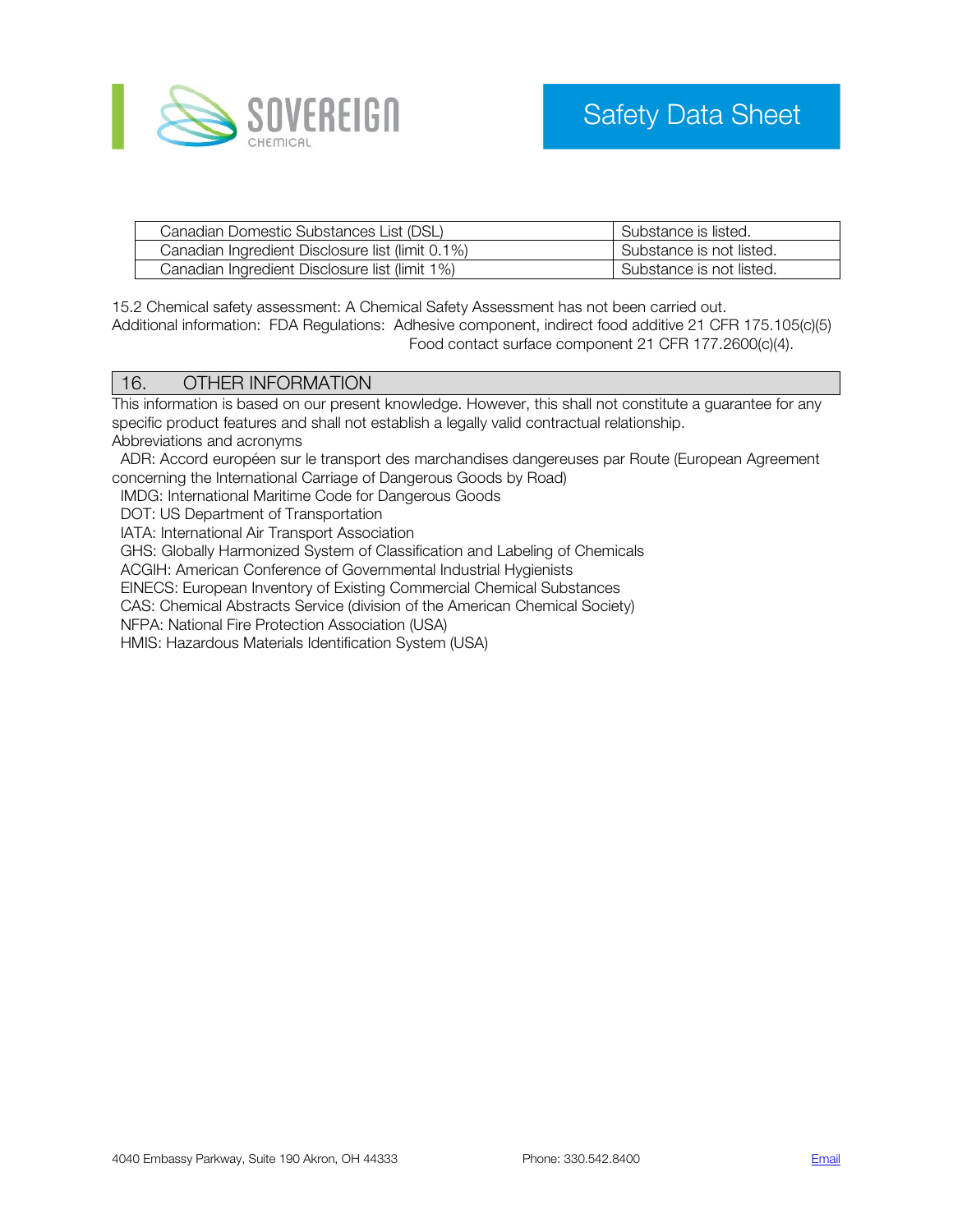| | |
|---|---|
| Canadian Domestic Substances List (DSL) | Substance is listed. |
| Canadian Ingredient Disclosure list (limit 0.1%) | Substance is not listed. |
| Canadian Ingredient Disclosure list (limit 1%) | Substance is not listed. |

15.2 Chemical safety assessment: A Chemical Safety Assessment has not been carried out.
Additional information: FDA Regulations: Adhesive component, indirect food additive 21 CFR 175.105(c)(5)
Food contact surface component 21 CFR 177.2600(c)(4).

## 16. OTHER INFORMATION

This information is based on our present knowledge. However, this shall not constitute a guarantee for any specific product features and shall not establish a legally valid contractual relationship.

Abbreviations and acronyms

ADR: Accord européen sur le transport des marchandises dangereuses par Route (European Agreement concerning the International Carriage of Dangerous Goods by Road)
IMDG: International Maritime Code for Dangerous Goods
DOT: US Department of Transportation
IATA: International Air Transport Association
GHS: Globally Harmonized System of Classification and Labeling of Chemicals
ACGIH: American Conference of Governmental Industrial Hygienists
EINECS: European Inventory of Existing Commercial Chemical Substances
CAS: Chemical Abstracts Service (division of the American Chemical Society)
NFPA: National Fire Protection Association (USA)
HMIS: Hazardous Materials Identification System (USA)